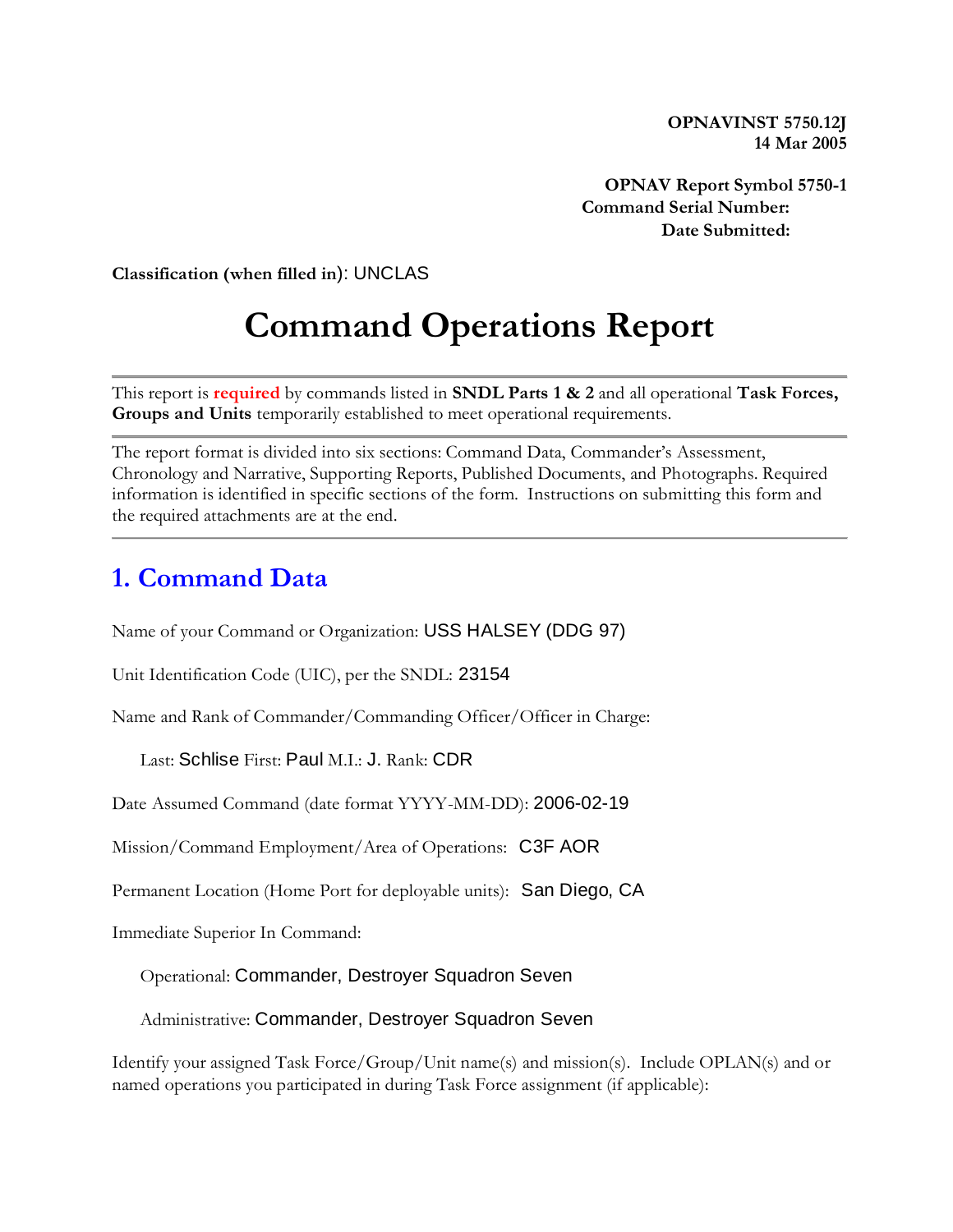**OPNAVINST 5750.12J**
**14 Mar 2005**

**OPNAV Report Symbol 5750-1**
**Command Serial Number:**
**Date Submitted:**

**Classification (when filled in)**: UNCLAS

# Command Operations Report

---

This report is **required** by commands listed in **SNDL Parts 1 & 2** and all operational **Task Forces, Groups and Units** temporarily established to meet operational requirements.

---

The report format is divided into six sections: Command Data, Commander's Assessment, Chronology and Narrative, Supporting Reports, Published Documents, and Photographs. Required information is identified in specific sections of the form. Instructions on submitting this form and the required attachments are at the end.

---

## 1. Command Data

Name of your Command or Organization: USS HALSEY (DDG 97)

Unit Identification Code (UIC), per the SNDL: 23154

Name and Rank of Commander/Commanding Officer/Officer in Charge:

Last: Schlise First: Paul M.I.: J. Rank: CDR

Date Assumed Command (date format YYYY-MM-DD): 2006-02-19

Mission/Command Employment/Area of Operations: C3F AOR

Permanent Location (Home Port for deployable units): San Diego, CA

Immediate Superior In Command:

Operational: Commander, Destroyer Squadron Seven

Administrative: Commander, Destroyer Squadron Seven

Identify your assigned Task Force/Group/Unit name(s) and mission(s). Include OPLAN(s) and or named operations you participated in during Task Force assignment (if applicable):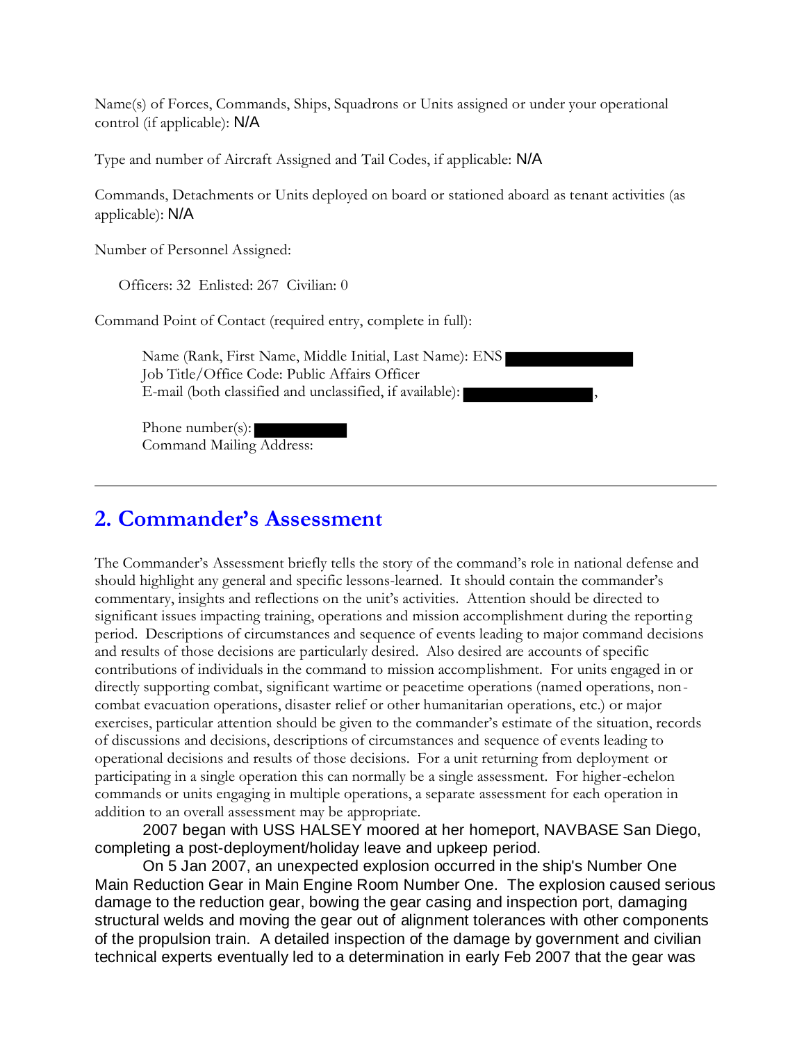Name(s) of Forces, Commands, Ships, Squadrons or Units assigned or under your operational control (if applicable): N/A

Type and number of Aircraft Assigned and Tail Codes, if applicable: N/A

Commands, Detachments or Units deployed on board or stationed aboard as tenant activities (as applicable): N/A

Number of Personnel Assigned:

Officers: 32 Enlisted: 267 Civilian: 0

Command Point of Contact (required entry, complete in full):

Name (Rank, First Name, Middle Initial, Last Name): ENS
Job Title/Office Code: Public Affairs Officer
E-mail (both classified and unclassified, if available): ,

Phone number(s):
Command Mailing Address:

---

## 2. Commander's Assessment

The Commander's Assessment briefly tells the story of the command's role in national defense and should highlight any general and specific lessons-learned. It should contain the commander's commentary, insights and reflections on the unit's activities. Attention should be directed to significant issues impacting training, operations and mission accomplishment during the reporting period. Descriptions of circumstances and sequence of events leading to major command decisions and results of those decisions are particularly desired. Also desired are accounts of specific contributions of individuals in the command to mission accomplishment. For units engaged in or directly supporting combat, significant wartime or peacetime operations (named operations, non-combat evacuation operations, disaster relief or other humanitarian operations, etc.) or major exercises, particular attention should be given to the commander's estimate of the situation, records of discussions and decisions, descriptions of circumstances and sequence of events leading to operational decisions and results of those decisions. For a unit returning from deployment or participating in a single operation this can normally be a single assessment. For higher-echelon commands or units engaging in multiple operations, a separate assessment for each operation in addition to an overall assessment may be appropriate.

2007 began with USS HALSEY moored at her homeport, NAVBASE San Diego, completing a post-deployment/holiday leave and upkeep period.

On 5 Jan 2007, an unexpected explosion occurred in the ship's Number One Main Reduction Gear in Main Engine Room Number One. The explosion caused serious damage to the reduction gear, bowing the gear casing and inspection port, damaging structural welds and moving the gear out of alignment tolerances with other components of the propulsion train. A detailed inspection of the damage by government and civilian technical experts eventually led to a determination in early Feb 2007 that the gear was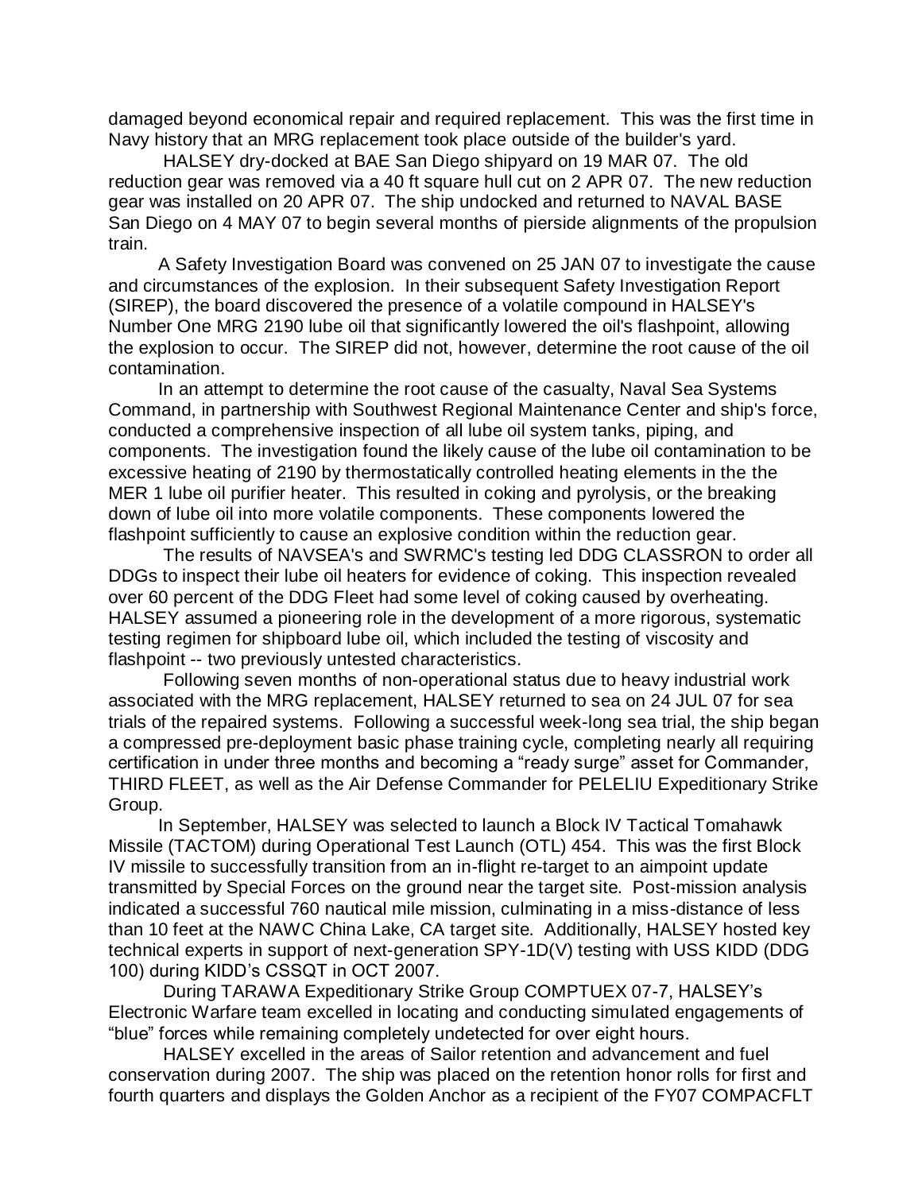damaged beyond economical repair and required replacement. This was the first time in Navy history that an MRG replacement took place outside of the builder's yard.

HALSEY dry-docked at BAE San Diego shipyard on 19 MAR 07. The old reduction gear was removed via a 40 ft square hull cut on 2 APR 07. The new reduction gear was installed on 20 APR 07. The ship undocked and returned to NAVAL BASE San Diego on 4 MAY 07 to begin several months of pierside alignments of the propulsion train.

A Safety Investigation Board was convened on 25 JAN 07 to investigate the cause and circumstances of the explosion. In their subsequent Safety Investigation Report (SIREP), the board discovered the presence of a volatile compound in HALSEY's Number One MRG 2190 lube oil that significantly lowered the oil's flashpoint, allowing the explosion to occur. The SIREP did not, however, determine the root cause of the oil contamination.

In an attempt to determine the root cause of the casualty, Naval Sea Systems Command, in partnership with Southwest Regional Maintenance Center and ship's force, conducted a comprehensive inspection of all lube oil system tanks, piping, and components. The investigation found the likely cause of the lube oil contamination to be excessive heating of 2190 by thermostatically controlled heating elements in the the MER 1 lube oil purifier heater. This resulted in coking and pyrolysis, or the breaking down of lube oil into more volatile components. These components lowered the flashpoint sufficiently to cause an explosive condition within the reduction gear.

The results of NAVSEA's and SWRMC's testing led DDG CLASSRON to order all DDGs to inspect their lube oil heaters for evidence of coking. This inspection revealed over 60 percent of the DDG Fleet had some level of coking caused by overheating. HALSEY assumed a pioneering role in the development of a more rigorous, systematic testing regimen for shipboard lube oil, which included the testing of viscosity and flashpoint -- two previously untested characteristics.

Following seven months of non-operational status due to heavy industrial work associated with the MRG replacement, HALSEY returned to sea on 24 JUL 07 for sea trials of the repaired systems. Following a successful week-long sea trial, the ship began a compressed pre-deployment basic phase training cycle, completing nearly all requiring certification in under three months and becoming a “ready surge” asset for Commander, THIRD FLEET, as well as the Air Defense Commander for PELELIU Expeditionary Strike Group.

In September, HALSEY was selected to launch a Block IV Tactical Tomahawk Missile (TACTOM) during Operational Test Launch (OTL) 454. This was the first Block IV missile to successfully transition from an in-flight re-target to an aimpoint update transmitted by Special Forces on the ground near the target site. Post-mission analysis indicated a successful 760 nautical mile mission, culminating in a miss-distance of less than 10 feet at the NAWC China Lake, CA target site. Additionally, HALSEY hosted key technical experts in support of next-generation SPY-1D(V) testing with USS KIDD (DDG 100) during KIDD's CSSQT in OCT 2007.

During TARAWA Expeditionary Strike Group COMPTUEX 07-7, HALSEY's Electronic Warfare team excelled in locating and conducting simulated engagements of “blue” forces while remaining completely undetected for over eight hours.

HALSEY excelled in the areas of Sailor retention and advancement and fuel conservation during 2007. The ship was placed on the retention honor rolls for first and fourth quarters and displays the Golden Anchor as a recipient of the FY07 COMPACFLT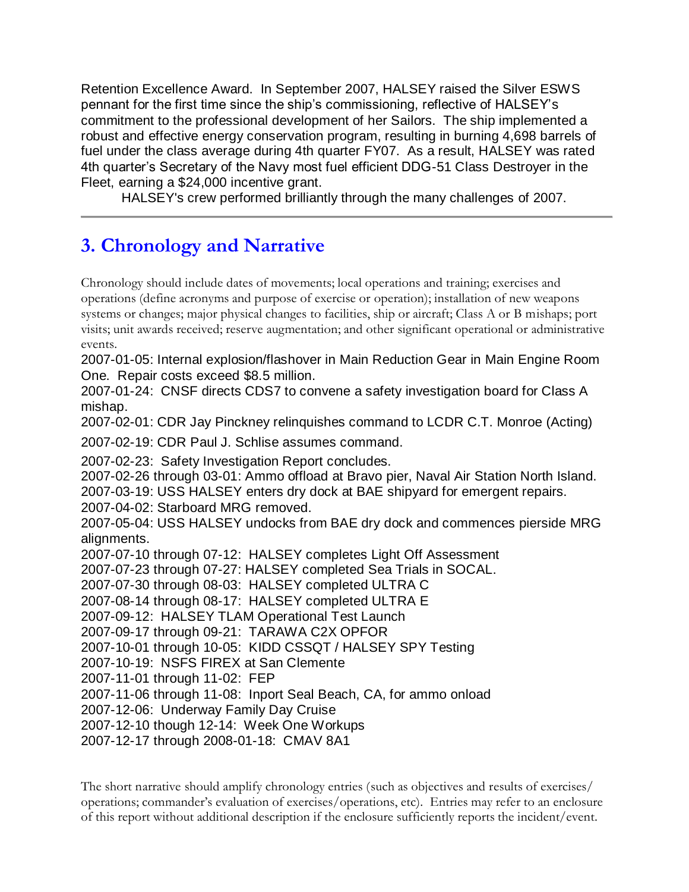Retention Excellence Award. In September 2007, HALSEY raised the Silver ESWS pennant for the first time since the ship's commissioning, reflective of HALSEY's commitment to the professional development of her Sailors. The ship implemented a robust and effective energy conservation program, resulting in burning 4,698 barrels of fuel under the class average during 4th quarter FY07. As a result, HALSEY was rated 4th quarter's Secretary of the Navy most fuel efficient DDG-51 Class Destroyer in the Fleet, earning a $24,000 incentive grant.

HALSEY's crew performed brilliantly through the many challenges of 2007.

---

## 3. Chronology and Narrative

Chronology should include dates of movements; local operations and training; exercises and operations (define acronyms and purpose of exercise or operation); installation of new weapons systems or changes; major physical changes to facilities, ship or aircraft; Class A or B mishaps; port visits; unit awards received; reserve augmentation; and other significant operational or administrative events.

2007-01-05: Internal explosion/flashover in Main Reduction Gear in Main Engine Room One. Repair costs exceed $8.5 million.
2007-01-24: CNSF directs CDS7 to convene a safety investigation board for Class A mishap.
2007-02-01: CDR Jay Pinckney relinquishes command to LCDR C.T. Monroe (Acting)
2007-02-19: CDR Paul J. Schlise assumes command.
2007-02-23: Safety Investigation Report concludes.
2007-02-26 through 03-01: Ammo offload at Bravo pier, Naval Air Station North Island.
2007-03-19: USS HALSEY enters dry dock at BAE shipyard for emergent repairs.
2007-04-02: Starboard MRG removed.
2007-05-04: USS HALSEY undocks from BAE dry dock and commences pierside MRG alignments.
2007-07-10 through 07-12: HALSEY completes Light Off Assessment
2007-07-23 through 07-27: HALSEY completed Sea Trials in SOCAL.
2007-07-30 through 08-03: HALSEY completed ULTRA C
2007-08-14 through 08-17: HALSEY completed ULTRA E
2007-09-12: HALSEY TLAM Operational Test Launch
2007-09-17 through 09-21: TARAWA C2X OPFOR
2007-10-01 through 10-05: KIDD CSSQT / HALSEY SPY Testing
2007-10-19: NSFS FIREX at San Clemente
2007-11-01 through 11-02: FEP
2007-11-06 through 11-08: Inport Seal Beach, CA, for ammo onload
2007-12-06: Underway Family Day Cruise
2007-12-10 though 12-14: Week One Workups
2007-12-17 through 2008-01-18: CMAV 8A1

The short narrative should amplify chronology entries (such as objectives and results of exercises/operations; commander's evaluation of exercises/operations, etc). Entries may refer to an enclosure of this report without additional description if the enclosure sufficiently reports the incident/event.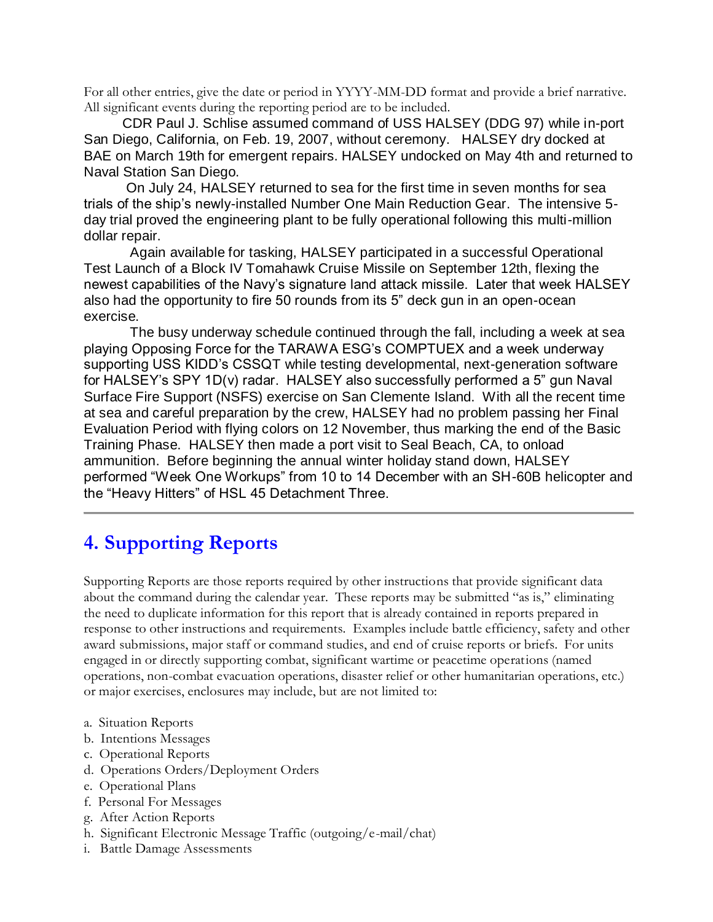For all other entries, give the date or period in YYYY-MM-DD format and provide a brief narrative. All significant events during the reporting period are to be included.

CDR Paul J. Schlise assumed command of USS HALSEY (DDG 97) while in-port San Diego, California, on Feb. 19, 2007, without ceremony. HALSEY dry docked at BAE on March 19th for emergent repairs. HALSEY undocked on May 4th and returned to Naval Station San Diego.

On July 24, HALSEY returned to sea for the first time in seven months for sea trials of the ship's newly-installed Number One Main Reduction Gear. The intensive 5-day trial proved the engineering plant to be fully operational following this multi-million dollar repair.

Again available for tasking, HALSEY participated in a successful Operational Test Launch of a Block IV Tomahawk Cruise Missile on September 12th, flexing the newest capabilities of the Navy's signature land attack missile. Later that week HALSEY also had the opportunity to fire 50 rounds from its 5" deck gun in an open-ocean exercise.

The busy underway schedule continued through the fall, including a week at sea playing Opposing Force for the TARAWA ESG's COMPTUEX and a week underway supporting USS KIDD's CSSQT while testing developmental, next-generation software for HALSEY's SPY 1D(v) radar. HALSEY also successfully performed a 5" gun Naval Surface Fire Support (NSFS) exercise on San Clemente Island. With all the recent time at sea and careful preparation by the crew, HALSEY had no problem passing her Final Evaluation Period with flying colors on 12 November, thus marking the end of the Basic Training Phase. HALSEY then made a port visit to Seal Beach, CA, to onload ammunition. Before beginning the annual winter holiday stand down, HALSEY performed "Week One Workups" from 10 to 14 December with an SH-60B helicopter and the "Heavy Hitters" of HSL 45 Detachment Three.

---

## 4. Supporting Reports

Supporting Reports are those reports required by other instructions that provide significant data about the command during the calendar year. These reports may be submitted "as is," eliminating the need to duplicate information for this report that is already contained in reports prepared in response to other instructions and requirements. Examples include battle efficiency, safety and other award submissions, major staff or command studies, and end of cruise reports or briefs. For units engaged in or directly supporting combat, significant wartime or peacetime operations (named operations, non-combat evacuation operations, disaster relief or other humanitarian operations, etc.) or major exercises, enclosures may include, but are not limited to:

a. Situation Reports
b. Intentions Messages
c. Operational Reports
d. Operations Orders/Deployment Orders
e. Operational Plans
f. Personal For Messages
g. After Action Reports
h. Significant Electronic Message Traffic (outgoing/e-mail/chat)
i. Battle Damage Assessments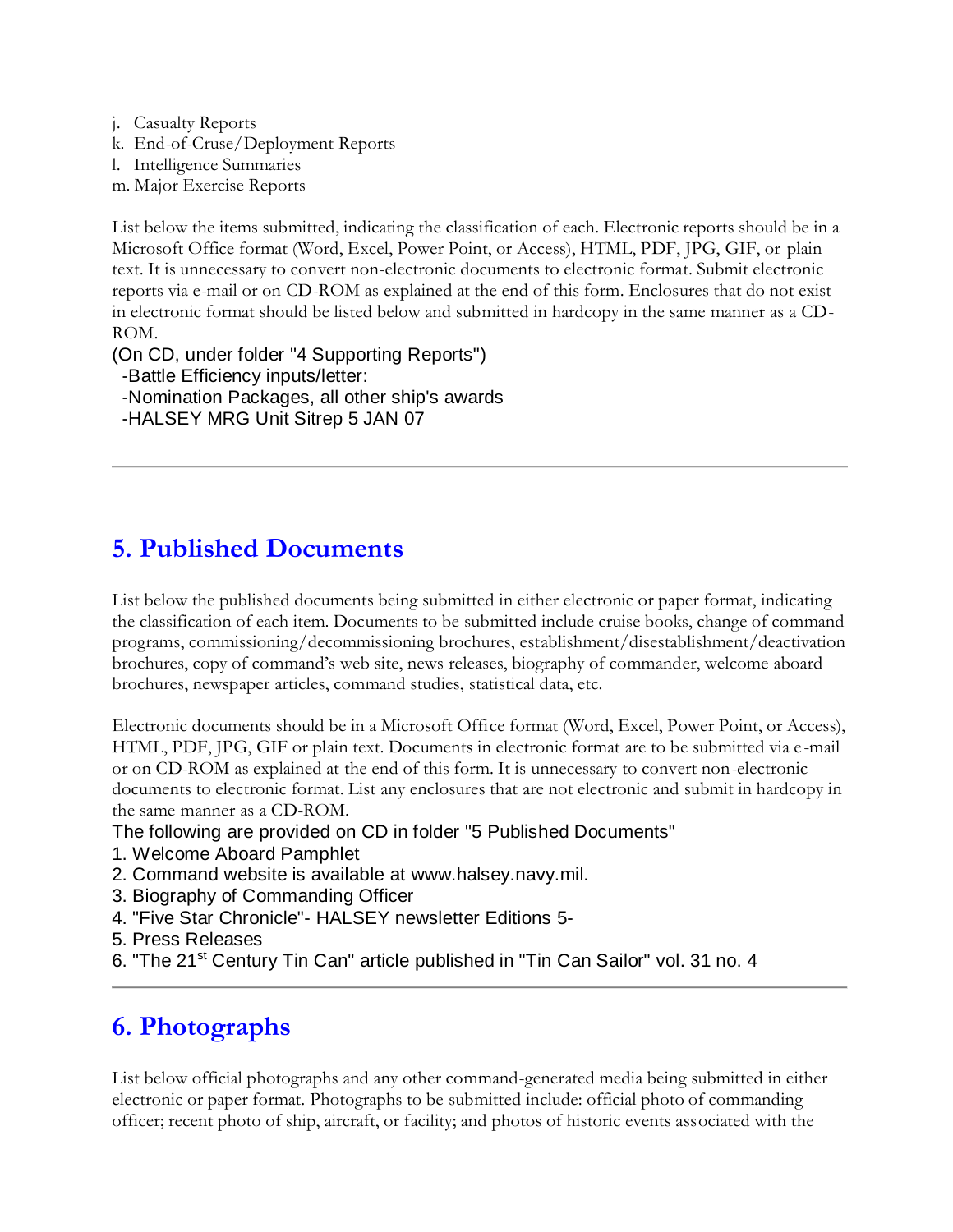j. Casualty Reports
k. End-of-Cruse/Deployment Reports
l. Intelligence Summaries
m. Major Exercise Reports

List below the items submitted, indicating the classification of each. Electronic reports should be in a Microsoft Office format (Word, Excel, Power Point, or Access), HTML, PDF, JPG, GIF, or plain text. It is unnecessary to convert non-electronic documents to electronic format. Submit electronic reports via e-mail or on CD-ROM as explained at the end of this form. Enclosures that do not exist in electronic format should be listed below and submitted in hardcopy in the same manner as a CD-ROM.

(On CD, under folder "4 Supporting Reports")
-Battle Efficiency inputs/letter:
-Nomination Packages, all other ship's awards
-HALSEY MRG Unit Sitrep 5 JAN 07

---

## 5. Published Documents

List below the published documents being submitted in either electronic or paper format, indicating the classification of each item. Documents to be submitted include cruise books, change of command programs, commissioning/decommissioning brochures, establishment/disestablishment/deactivation brochures, copy of command's web site, news releases, biography of commander, welcome aboard brochures, newspaper articles, command studies, statistical data, etc.

Electronic documents should be in a Microsoft Office format (Word, Excel, Power Point, or Access), HTML, PDF, JPG, GIF or plain text. Documents in electronic format are to be submitted via e-mail or on CD-ROM as explained at the end of this form. It is unnecessary to convert non-electronic documents to electronic format. List any enclosures that are not electronic and submit in hardcopy in the same manner as a CD-ROM.

The following are provided on CD in folder "5 Published Documents"

1. Welcome Aboard Pamphlet
2. Command website is available at www.halsey.navy.mil.
3. Biography of Commanding Officer
4. "Five Star Chronicle"- HALSEY newsletter Editions 5-
5. Press Releases
6. "The 21st Century Tin Can" article published in "Tin Can Sailor" vol. 31 no. 4

---

## 6. Photographs

List below official photographs and any other command-generated media being submitted in either electronic or paper format. Photographs to be submitted include: official photo of commanding officer; recent photo of ship, aircraft, or facility; and photos of historic events associated with the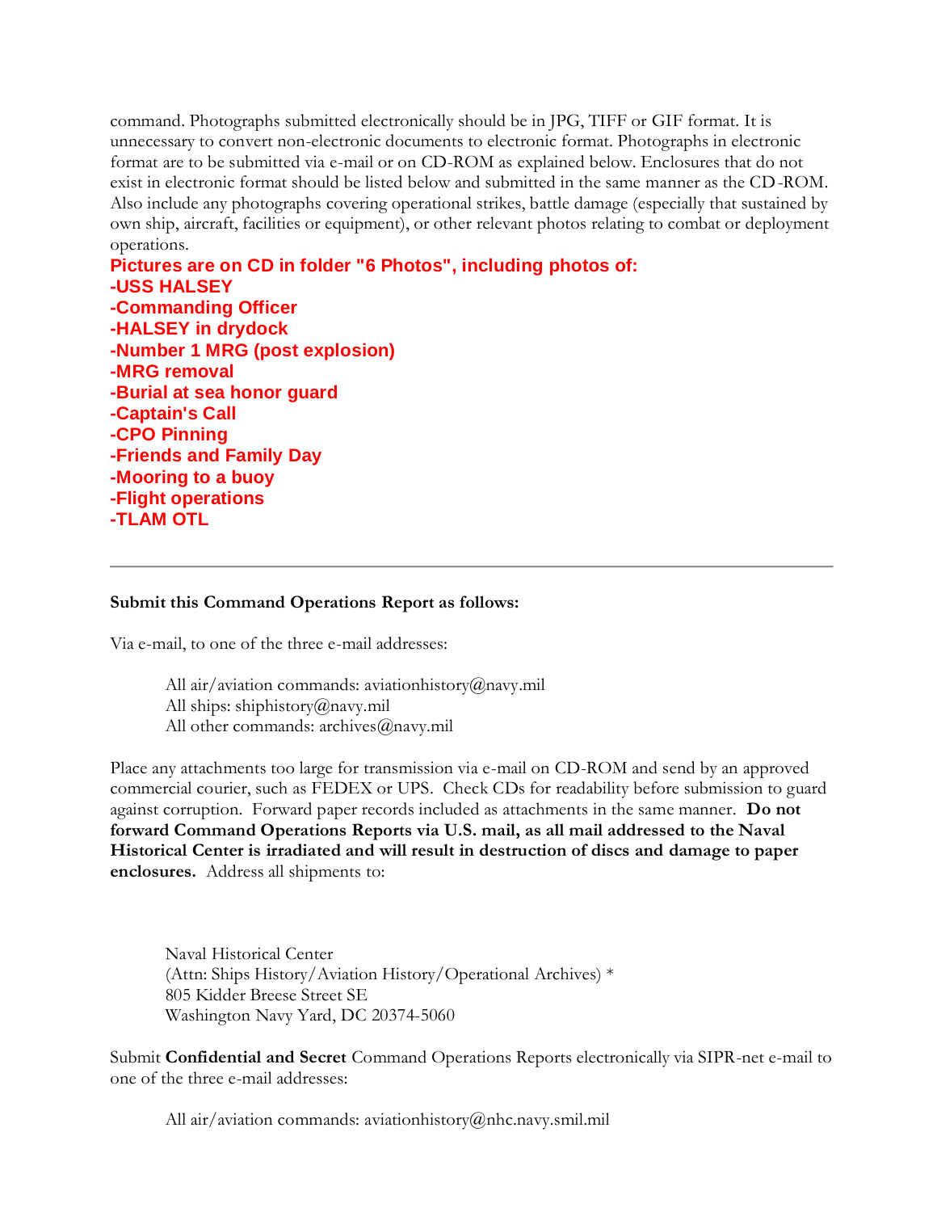command. Photographs submitted electronically should be in JPG, TIFF or GIF format. It is unnecessary to convert non-electronic documents to electronic format. Photographs in electronic format are to be submitted via e-mail or on CD-ROM as explained below. Enclosures that do not exist in electronic format should be listed below and submitted in the same manner as the CD-ROM. Also include any photographs covering operational strikes, battle damage (especially that sustained by own ship, aircraft, facilities or equipment), or other relevant photos relating to combat or deployment operations.

**Pictures are on CD in folder "6 Photos", including photos of:**
**-USS HALSEY**
**-Commanding Officer**
**-HALSEY in drydock**
**-Number 1 MRG (post explosion)**
**-MRG removal**
**-Burial at sea honor guard**
**-Captain's Call**
**-CPO Pinning**
**-Friends and Family Day**
**-Mooring to a buoy**
**-Flight operations**
**-TLAM OTL**

---

**Submit this Command Operations Report as follows:**

Via e-mail, to one of the three e-mail addresses:

> All air/aviation commands: aviationhistory@navy.mil
> All ships: shiphistory@navy.mil
> All other commands: archives@navy.mil

Place any attachments too large for transmission via e-mail on CD-ROM and send by an approved commercial courier, such as FEDEX or UPS. Check CDs for readability before submission to guard against corruption. Forward paper records included as attachments in the same manner. **Do not forward Command Operations Reports via U.S. mail, as all mail addressed to the Naval Historical Center is irradiated and will result in destruction of discs and damage to paper enclosures.** Address all shipments to:

> Naval Historical Center
> (Attn: Ships History/Aviation History/Operational Archives) *
> 805 Kidder Breese Street SE
> Washington Navy Yard, DC 20374-5060

Submit **Confidential and Secret** Command Operations Reports electronically via SIPR-net e-mail to one of the three e-mail addresses:

> All air/aviation commands: aviationhistory@nhc.navy.smil.mil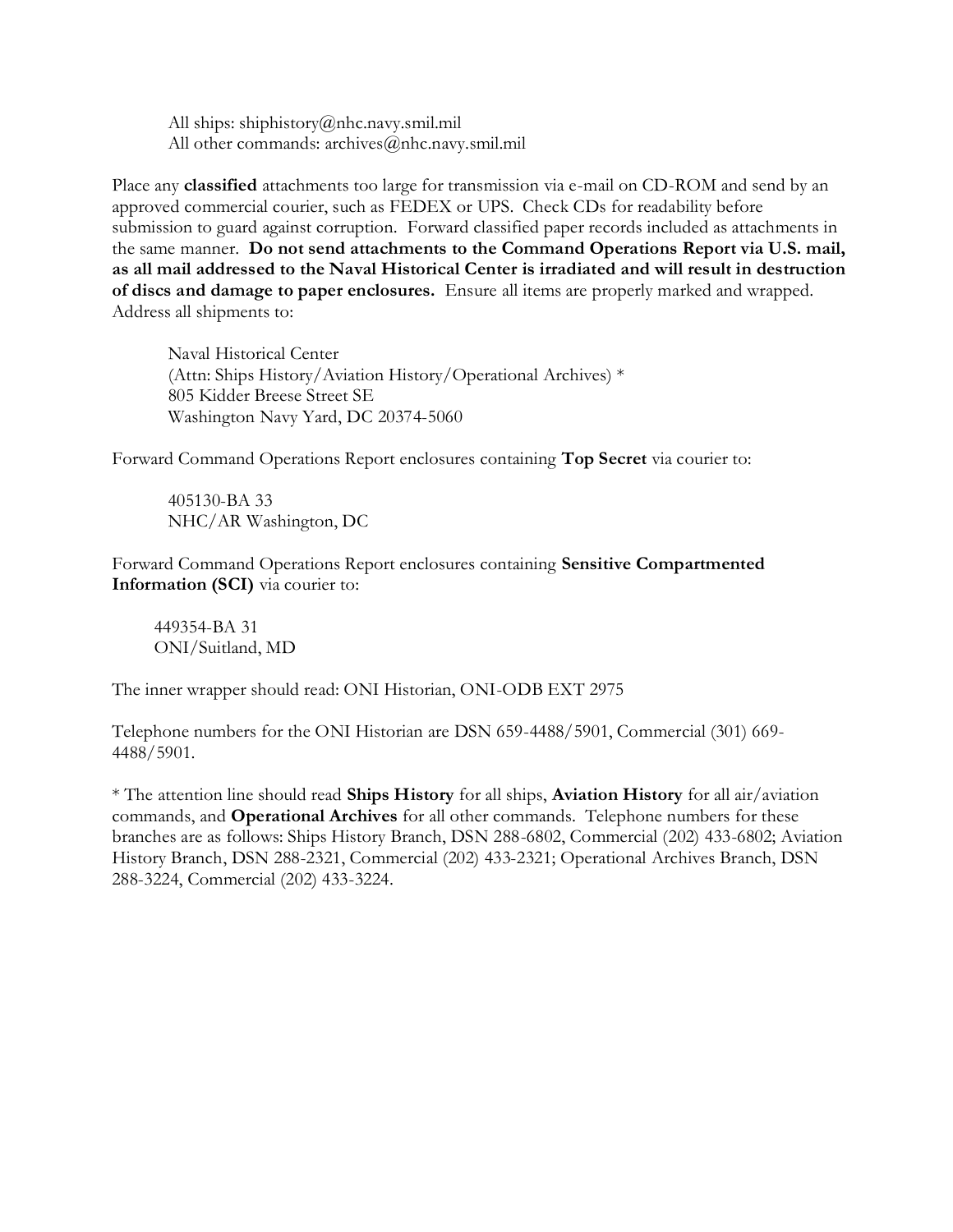All ships: shiphistory@nhc.navy.smil.mil
All other commands: archives@nhc.navy.smil.mil

Place any **classified** attachments too large for transmission via e-mail on CD-ROM and send by an approved commercial courier, such as FEDEX or UPS. Check CDs for readability before submission to guard against corruption. Forward classified paper records included as attachments in the same manner. **Do not send attachments to the Command Operations Report via U.S. mail, as all mail addressed to the Naval Historical Center is irradiated and will result in destruction of discs and damage to paper enclosures.** Ensure all items are properly marked and wrapped. Address all shipments to:

Naval Historical Center
(Attn: Ships History/Aviation History/Operational Archives) *
805 Kidder Breese Street SE
Washington Navy Yard, DC 20374-5060

Forward Command Operations Report enclosures containing **Top Secret** via courier to:

405130-BA 33
NHC/AR Washington, DC

Forward Command Operations Report enclosures containing **Sensitive Compartmented Information (SCI)** via courier to:

449354-BA 31
ONI/Suitland, MD

The inner wrapper should read: ONI Historian, ONI-ODB EXT 2975

Telephone numbers for the ONI Historian are DSN 659-4488/5901, Commercial (301) 669-4488/5901.

* The attention line should read **Ships History** for all ships, **Aviation History** for all air/aviation commands, and **Operational Archives** for all other commands. Telephone numbers for these branches are as follows: Ships History Branch, DSN 288-6802, Commercial (202) 433-6802; Aviation History Branch, DSN 288-2321, Commercial (202) 433-2321; Operational Archives Branch, DSN 288-3224, Commercial (202) 433-3224.